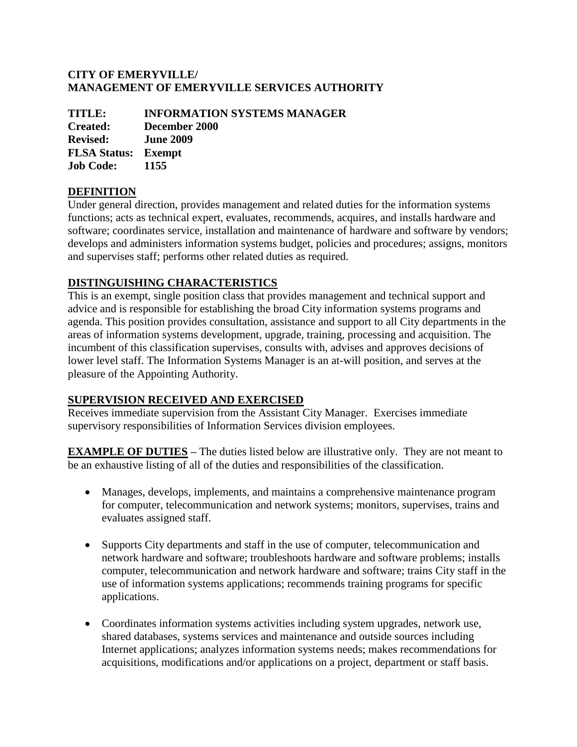**CITY OF EMERYVILLE/**
**MANAGEMENT OF EMERYVILLE SERVICES AUTHORITY**

**TITLE:** **INFORMATION SYSTEMS MANAGER**
**Created:** **December 2000**
**Revised:** **June 2009**
**FLSA Status:** **Exempt**
**Job Code:** **1155**

## DEFINITION

Under general direction, provides management and related duties for the information systems functions; acts as technical expert, evaluates, recommends, acquires, and installs hardware and software; coordinates service, installation and maintenance of hardware and software by vendors; develops and administers information systems budget, policies and procedures; assigns, monitors and supervises staff; performs other related duties as required.

## DISTINGUISHING CHARACTERISTICS

This is an exempt, single position class that provides management and technical support and advice and is responsible for establishing the broad City information systems programs and agenda. This position provides consultation, assistance and support to all City departments in the areas of information systems development, upgrade, training, processing and acquisition. The incumbent of this classification supervises, consults with, advises and approves decisions of lower level staff. The Information Systems Manager is an at-will position, and serves at the pleasure of the Appointing Authority.

## SUPERVISION RECEIVED AND EXERCISED

Receives immediate supervision from the Assistant City Manager. Exercises immediate supervisory responsibilities of Information Services division employees.

**EXAMPLE OF DUTIES** – The duties listed below are illustrative only. They are not meant to be an exhaustive listing of all of the duties and responsibilities of the classification.

- Manages, develops, implements, and maintains a comprehensive maintenance program for computer, telecommunication and network systems; monitors, supervises, trains and evaluates assigned staff.
- Supports City departments and staff in the use of computer, telecommunication and network hardware and software; troubleshoots hardware and software problems; installs computer, telecommunication and network hardware and software; trains City staff in the use of information systems applications; recommends training programs for specific applications.
- Coordinates information systems activities including system upgrades, network use, shared databases, systems services and maintenance and outside sources including Internet applications; analyzes information systems needs; makes recommendations for acquisitions, modifications and/or applications on a project, department or staff basis.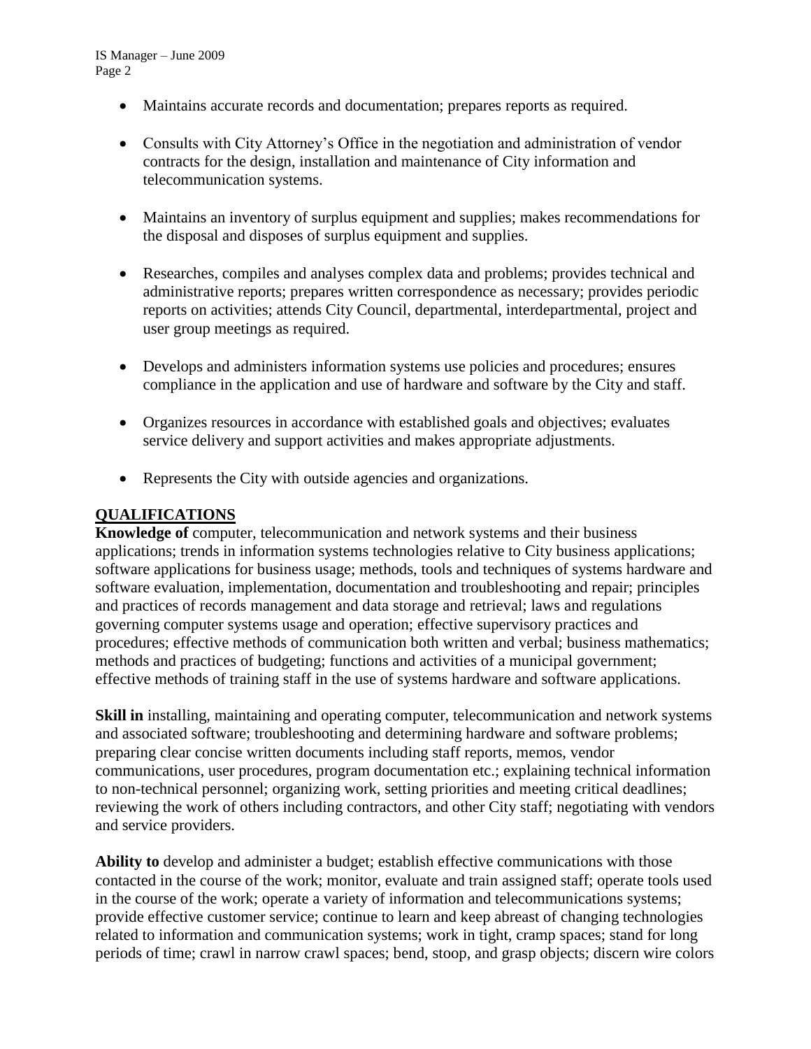- Maintains accurate records and documentation; prepares reports as required.

- Consults with City Attorney's Office in the negotiation and administration of vendor contracts for the design, installation and maintenance of City information and telecommunication systems.

- Maintains an inventory of surplus equipment and supplies; makes recommendations for the disposal and disposes of surplus equipment and supplies.

- Researches, compiles and analyses complex data and problems; provides technical and administrative reports; prepares written correspondence as necessary; provides periodic reports on activities; attends City Council, departmental, interdepartmental, project and user group meetings as required.

- Develops and administers information systems use policies and procedures; ensures compliance in the application and use of hardware and software by the City and staff.

- Organizes resources in accordance with established goals and objectives; evaluates service delivery and support activities and makes appropriate adjustments.

- Represents the City with outside agencies and organizations.

## QUALIFICATIONS

**Knowledge of** computer, telecommunication and network systems and their business applications; trends in information systems technologies relative to City business applications; software applications for business usage; methods, tools and techniques of systems hardware and software evaluation, implementation, documentation and troubleshooting and repair; principles and practices of records management and data storage and retrieval; laws and regulations governing computer systems usage and operation; effective supervisory practices and procedures; effective methods of communication both written and verbal; business mathematics; methods and practices of budgeting; functions and activities of a municipal government; effective methods of training staff in the use of systems hardware and software applications.

**Skill in** installing, maintaining and operating computer, telecommunication and network systems and associated software; troubleshooting and determining hardware and software problems; preparing clear concise written documents including staff reports, memos, vendor communications, user procedures, program documentation etc.; explaining technical information to non-technical personnel; organizing work, setting priorities and meeting critical deadlines; reviewing the work of others including contractors, and other City staff; negotiating with vendors and service providers.

**Ability to** develop and administer a budget; establish effective communications with those contacted in the course of the work; monitor, evaluate and train assigned staff; operate tools used in the course of the work; operate a variety of information and telecommunications systems; provide effective customer service; continue to learn and keep abreast of changing technologies related to information and communication systems; work in tight, cramp spaces; stand for long periods of time; crawl in narrow crawl spaces; bend, stoop, and grasp objects; discern wire colors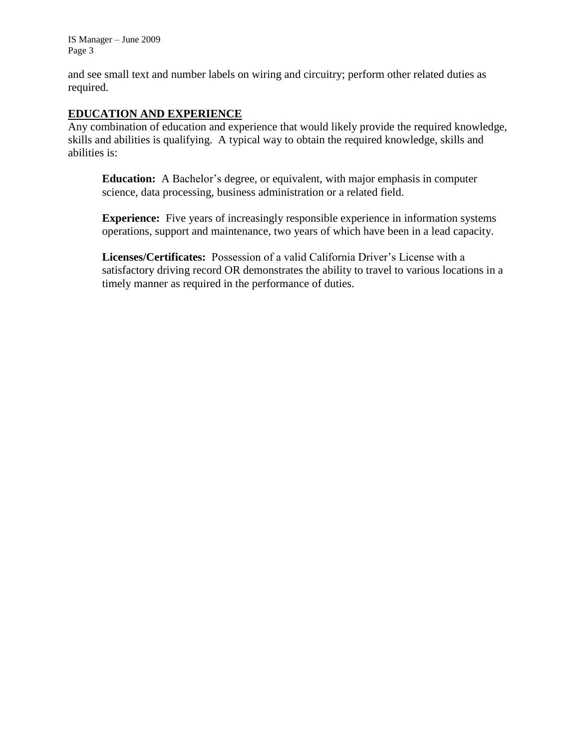and see small text and number labels on wiring and circuitry; perform other related duties as required.

## EDUCATION AND EXPERIENCE

Any combination of education and experience that would likely provide the required knowledge, skills and abilities is qualifying. A typical way to obtain the required knowledge, skills and abilities is:

**Education:** A Bachelor's degree, or equivalent, with major emphasis in computer science, data processing, business administration or a related field.

**Experience:** Five years of increasingly responsible experience in information systems operations, support and maintenance, two years of which have been in a lead capacity.

**Licenses/Certificates:** Possession of a valid California Driver's License with a satisfactory driving record OR demonstrates the ability to travel to various locations in a timely manner as required in the performance of duties.